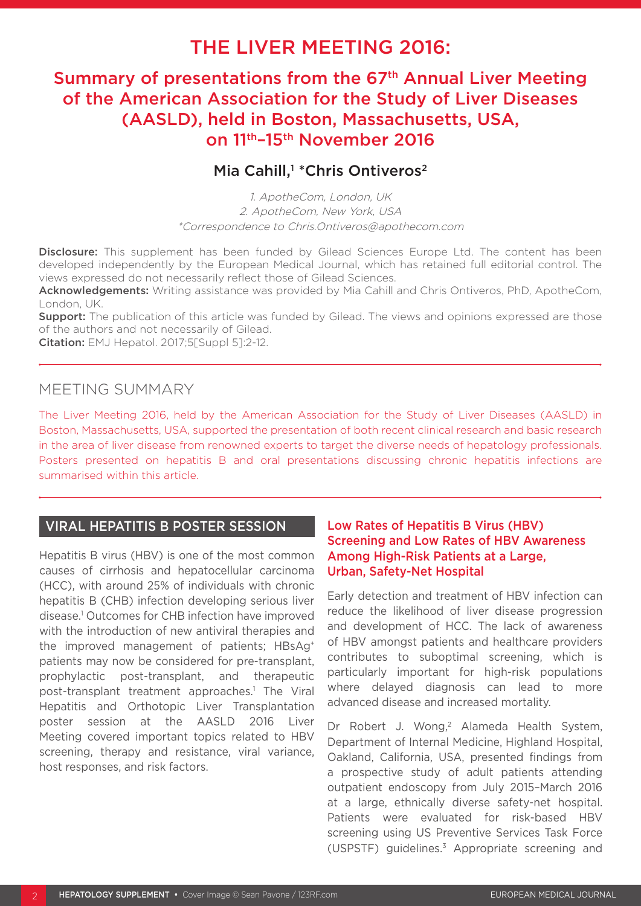# THE LIVER MEETING 2016:

## Summary of presentations from the 67th Annual Liver Meeting of the American Association for the Study of Liver Diseases (AASLD), held in Boston, Massachusetts, USA, on 11th–15th November 2016

**Mia Cahill,[1] *Chris Ontiveros[2]**

*1. ApotheCom, London, UK*
*2. ApotheCom, New York, USA*
**Correspondence to Chris.Ontiveros@apothecom.com*

**Disclosure:** This supplement has been funded by Gilead Sciences Europe Ltd. The content has been developed independently by the European Medical Journal, which has retained full editorial control. The views expressed do not necessarily reflect those of Gilead Sciences.
**Acknowledgements:** Writing assistance was provided by Mia Cahill and Chris Ontiveros, PhD, ApotheCom, London, UK.
**Support:** The publication of this article was funded by Gilead. The views and opinions expressed are those of the authors and not necessarily of Gilead.
**Citation:** EMJ Hepatol. 2017;5[Suppl 5]:2-12.

## MEETING SUMMARY

The Liver Meeting 2016, held by the American Association for the Study of Liver Diseases (AASLD) in Boston, Massachusetts, USA, supported the presentation of both recent clinical research and basic research in the area of liver disease from renowned experts to target the diverse needs of hepatology professionals. Posters presented on hepatitis B and oral presentations discussing chronic hepatitis infections are summarised within this article.

## VIRAL HEPATITIS B POSTER SESSION

Hepatitis B virus (HBV) is one of the most common causes of cirrhosis and hepatocellular carcinoma (HCC), with around 25% of individuals with chronic hepatitis B (CHB) infection developing serious liver disease.[1] Outcomes for CHB infection have improved with the introduction of new antiviral therapies and the improved management of patients; $HBsAg^+$ patients may now be considered for pre-transplant, prophylactic post-transplant, and therapeutic post-transplant treatment approaches.[1] The Viral Hepatitis and Orthotopic Liver Transplantation poster session at the AASLD 2016 Liver Meeting covered important topics related to HBV screening, therapy and resistance, viral variance, host responses, and risk factors.

### Low Rates of Hepatitis B Virus (HBV) Screening and Low Rates of HBV Awareness Among High-Risk Patients at a Large, Urban, Safety-Net Hospital

Early detection and treatment of HBV infection can reduce the likelihood of liver disease progression and development of HCC. The lack of awareness of HBV amongst patients and healthcare providers contributes to suboptimal screening, which is particularly important for high-risk populations where delayed diagnosis can lead to more advanced disease and increased mortality.

Dr Robert J. Wong,[2] Alameda Health System, Department of Internal Medicine, Highland Hospital, Oakland, California, USA, presented findings from a prospective study of adult patients attending outpatient endoscopy from July 2015–March 2016 at a large, ethnically diverse safety-net hospital. Patients were evaluated for risk-based HBV screening using US Preventive Services Task Force (USPSTF) guidelines.[3] Appropriate screening and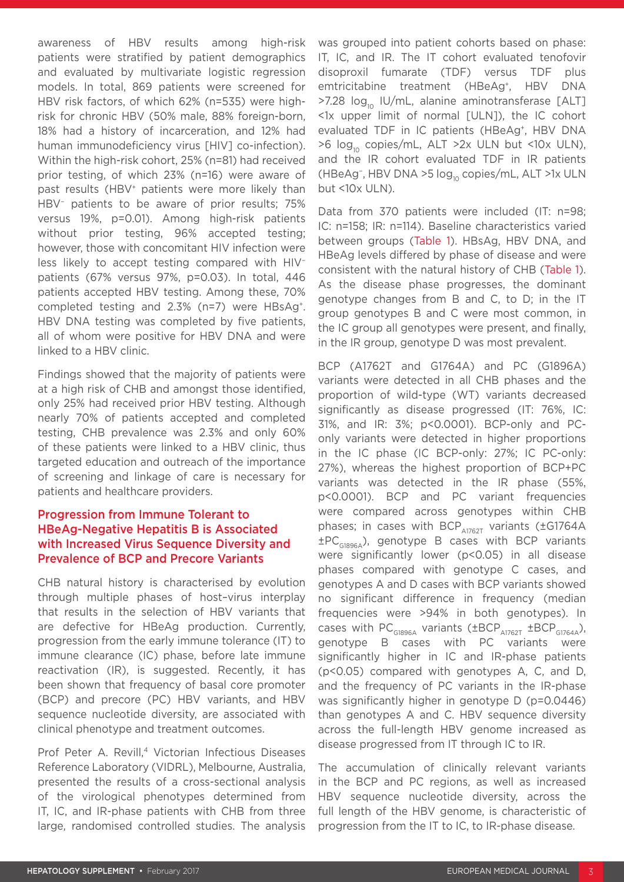awareness of HBV results among high-risk patients were stratified by patient demographics and evaluated by multivariate logistic regression models. In total, 869 patients were screened for HBV risk factors, of which 62% (n=535) were high-risk for chronic HBV (50% male, 88% foreign-born, 18% had a history of incarceration, and 12% had human immunodeficiency virus [HIV] co-infection). Within the high-risk cohort, 25% (n=81) had received prior testing, of which 23% (n=16) were aware of past results ($HBV^+$ patients were more likely than $HBV^-$ patients to be aware of prior results; 75% versus 19%, p=0.01). Among high-risk patients without prior testing, 96% accepted testing; however, those with concomitant HIV infection were less likely to accept testing compared with $HIV^-$ patients (67% versus 97%, p=0.03). In total, 446 patients accepted HBV testing. Among these, 70% completed testing and 2.3% (n=7) were $HBsAg^+$. HBV DNA testing was completed by five patients, all of whom were positive for HBV DNA and were linked to a HBV clinic.

Findings showed that the majority of patients were at a high risk of CHB and amongst those identified, only 25% had received prior HBV testing. Although nearly 70% of patients accepted and completed testing, CHB prevalence was 2.3% and only 60% of these patients were linked to a HBV clinic, thus targeted education and outreach of the importance of screening and linkage of care is necessary for patients and healthcare providers.

## Progression from Immune Tolerant to HBeAg-Negative Hepatitis B is Associated with Increased Virus Sequence Diversity and Prevalence of BCP and Precore Variants

CHB natural history is characterised by evolution through multiple phases of host–virus interplay that results in the selection of HBV variants that are defective for HBeAg production. Currently, progression from the early immune tolerance (IT) to immune clearance (IC) phase, before late immune reactivation (IR), is suggested. Recently, it has been shown that frequency of basal core promoter (BCP) and precore (PC) HBV variants, and HBV sequence nucleotide diversity, are associated with clinical phenotype and treatment outcomes.

Prof Peter A. Revill,[4] Victorian Infectious Diseases Reference Laboratory (VIDRL), Melbourne, Australia, presented the results of a cross-sectional analysis of the virological phenotypes determined from IT, IC, and IR-phase patients with CHB from three large, randomised controlled studies. The analysis was grouped into patient cohorts based on phase: IT, IC, and IR. The IT cohort evaluated tenofovir disoproxil fumarate (TDF) versus TDF plus emtricitabine treatment ($HBeAg^+$, HBV DNA $>7.28\ \log_{10}$ IU/mL, alanine aminotransferase [ALT] <1x upper limit of normal [ULN]), the IC cohort evaluated TDF in IC patients ($HBeAg^+$, HBV DNA $>6\ \log_{10}$ copies/mL, ALT >2x ULN but <10x ULN), and the IR cohort evaluated TDF in IR patients ($HBeAg^-$, HBV DNA $>5\ \log_{10}$ copies/mL, ALT >1x ULN but <10x ULN).

Data from 370 patients were included (IT: n=98; IC: n=158; IR: n=114). Baseline characteristics varied between groups (Table 1). HBsAg, HBV DNA, and HBeAg levels differed by phase of disease and were consistent with the natural history of CHB (Table 1). As the disease phase progresses, the dominant genotype changes from B and C, to D; in the IT group genotypes B and C were most common, in the IC group all genotypes were present, and finally, in the IR group, genotype D was most prevalent.

BCP (A1762T and G1764A) and PC (G1896A) variants were detected in all CHB phases and the proportion of wild-type (WT) variants decreased significantly as disease progressed (IT: 76%, IC: 31%, and IR: 3%; p<0.0001). BCP-only and PC-only variants were detected in higher proportions in the IC phase (IC BCP-only: 27%; IC PC-only: 27%), whereas the highest proportion of BCP+PC variants was detected in the IR phase (55%, p<0.0001). BCP and PC variant frequencies were compared across genotypes within CHB phases; in cases with $BCP_{A1762T}$ variants ($\pm G1764A$ $\pm PC_{G1896A}$), genotype B cases with BCP variants were significantly lower (p<0.05) in all disease phases compared with genotype C cases, and genotypes A and D cases with BCP variants showed no significant difference in frequency (median frequencies were >94% in both genotypes). In cases with $PC_{G1896A}$ variants ($\pm BCP_{A1762T}$ $\pm BCP_{G1764A}$), genotype B cases with PC variants were significantly higher in IC and IR-phase patients (p<0.05) compared with genotypes A, C, and D, and the frequency of PC variants in the IR-phase was significantly higher in genotype D (p=0.0446) than genotypes A and C. HBV sequence diversity across the full-length HBV genome increased as disease progressed from IT through IC to IR.

The accumulation of clinically relevant variants in the BCP and PC regions, as well as increased HBV sequence nucleotide diversity, across the full length of the HBV genome, is characteristic of progression from the IT to IC, to IR-phase disease.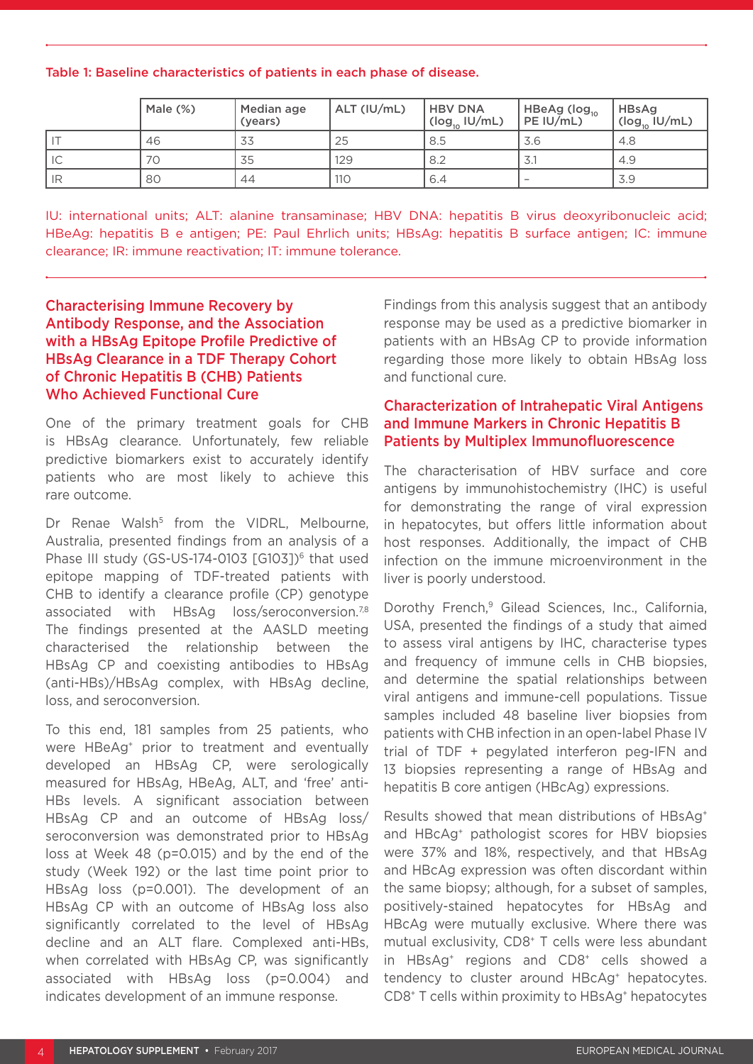Table 1: Baseline characteristics of patients in each phase of disease.

| | Male (%) | Median age (years) | ALT (IU/mL) | HBV DNA ($log_{10}$ IU/mL) | HBeAg ($log_{10}$ PE IU/mL) | HBsAg ($log_{10}$ IU/mL) |
|---|---|---|---|---|---|---|
| IT | 46 | 33 | 25 | 8.5 | 3.6 | 4.8 |
| IC | 70 | 35 | 129 | 8.2 | 3.1 | 4.9 |
| IR | 80 | 44 | 110 | 6.4 | – | 3.9 |

IU: international units; ALT: alanine transaminase; HBV DNA: hepatitis B virus deoxyribonucleic acid; HBeAg: hepatitis B e antigen; PE: Paul Ehrlich units; HBsAg: hepatitis B surface antigen; IC: immune clearance; IR: immune reactivation; IT: immune tolerance.

## Characterising Immune Recovery by Antibody Response, and the Association with a HBsAg Epitope Profile Predictive of HBsAg Clearance in a TDF Therapy Cohort of Chronic Hepatitis B (CHB) Patients Who Achieved Functional Cure

One of the primary treatment goals for CHB is HBsAg clearance. Unfortunately, few reliable predictive biomarkers exist to accurately identify patients who are most likely to achieve this rare outcome.

Dr Renae Walsh[5] from the VIDRL, Melbourne, Australia, presented findings from an analysis of a Phase III study (GS-US-174-0103 [G103])[6] that used epitope mapping of TDF-treated patients with CHB to identify a clearance profile (CP) genotype associated with HBsAg loss/seroconversion.[7,8] The findings presented at the AASLD meeting characterised the relationship between the HBsAg CP and coexisting antibodies to HBsAg (anti-HBs)/HBsAg complex, with HBsAg decline, loss, and seroconversion.

To this end, 181 samples from 25 patients, who were HBeAg+ prior to treatment and eventually developed an HBsAg CP, were serologically measured for HBsAg, HBeAg, ALT, and 'free' anti-HBs levels. A significant association between HBsAg CP and an outcome of HBsAg loss/seroconversion was demonstrated prior to HBsAg loss at Week 48 ($p=0.015$) and by the end of the study (Week 192) or the last time point prior to HBsAg loss ($p=0.001$). The development of an HBsAg CP with an outcome of HBsAg loss also significantly correlated to the level of HBsAg decline and an ALT flare. Complexed anti-HBs, when correlated with HBsAg CP, was significantly associated with HBsAg loss ($p=0.004$) and indicates development of an immune response.

Findings from this analysis suggest that an antibody response may be used as a predictive biomarker in patients with an HBsAg CP to provide information regarding those more likely to obtain HBsAg loss and functional cure.

## Characterization of Intrahepatic Viral Antigens and Immune Markers in Chronic Hepatitis B Patients by Multiplex Immunofluorescence

The characterisation of HBV surface and core antigens by immunohistochemistry (IHC) is useful for demonstrating the range of viral expression in hepatocytes, but offers little information about host responses. Additionally, the impact of CHB infection on the immune microenvironment in the liver is poorly understood.

Dorothy French,[9] Gilead Sciences, Inc., California, USA, presented the findings of a study that aimed to assess viral antigens by IHC, characterise types and frequency of immune cells in CHB biopsies, and determine the spatial relationships between viral antigens and immune-cell populations. Tissue samples included 48 baseline liver biopsies from patients with CHB infection in an open-label Phase IV trial of TDF + pegylated interferon peg-IFN and 13 biopsies representing a range of HBsAg and hepatitis B core antigen (HBcAg) expressions.

Results showed that mean distributions of HBsAg+ and HBcAg+ pathologist scores for HBV biopsies were 37% and 18%, respectively, and that HBsAg and HBcAg expression was often discordant within the same biopsy; although, for a subset of samples, positively-stained hepatocytes for HBsAg and HBcAg were mutually exclusive. Where there was mutual exclusivity, CD8+ T cells were less abundant in HBsAg+ regions and CD8+ cells showed a tendency to cluster around HBcAg+ hepatocytes. CD8+ T cells within proximity to HBsAg+ hepatocytes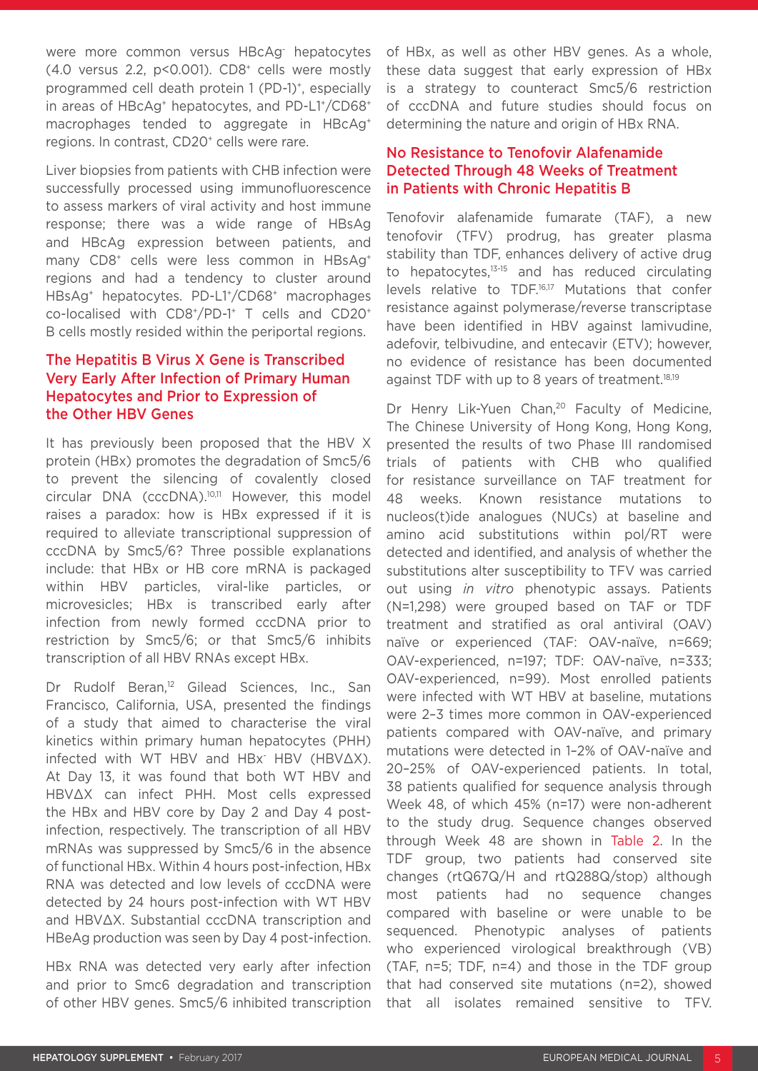were more common versus HBcAg$^-$ hepatocytes (4.0 versus 2.2, $p<0.001$). CD8$^+$ cells were mostly programmed cell death protein 1 (PD-1)$^+$, especially in areas of HBcAg$^+$ hepatocytes, and PD-L1$^+$/CD68$^+$ macrophages tended to aggregate in HBcAg$^+$ regions. In contrast, CD20$^+$ cells were rare.

Liver biopsies from patients with CHB infection were successfully processed using immunofluorescence to assess markers of viral activity and host immune response; there was a wide range of HBsAg and HBcAg expression between patients, and many CD8$^+$ cells were less common in HBsAg$^+$ regions and had a tendency to cluster around HBsAg$^+$ hepatocytes. PD-L1$^+$/CD68$^+$ macrophages co-localised with CD8$^+$/PD-1$^+$ T cells and CD20$^+$ B cells mostly resided within the periportal regions.

## The Hepatitis B Virus X Gene is Transcribed Very Early After Infection of Primary Human Hepatocytes and Prior to Expression of the Other HBV Genes

It has previously been proposed that the HBV X protein (HBx) promotes the degradation of Smc5/6 to prevent the silencing of covalently closed circular DNA (cccDNA).[10,11] However, this model raises a paradox: how is HBx expressed if it is required to alleviate transcriptional suppression of cccDNA by Smc5/6? Three possible explanations include: that HBx or HB core mRNA is packaged within HBV particles, viral-like particles, or microvesicles; HBx is transcribed early after infection from newly formed cccDNA prior to restriction by Smc5/6; or that Smc5/6 inhibits transcription of all HBV RNAs except HBx.

Dr Rudolf Beran,[12] Gilead Sciences, Inc., San Francisco, California, USA, presented the findings of a study that aimed to characterise the viral kinetics within primary human hepatocytes (PHH) infected with WT HBV and HBx$^-$ HBV (HBVΔX). At Day 13, it was found that both WT HBV and HBVΔX can infect PHH. Most cells expressed the HBx and HBV core by Day 2 and Day 4 post-infection, respectively. The transcription of all HBV mRNAs was suppressed by Smc5/6 in the absence of functional HBx. Within 4 hours post-infection, HBx RNA was detected and low levels of cccDNA were detected by 24 hours post-infection with WT HBV and HBVΔX. Substantial cccDNA transcription and HBeAg production was seen by Day 4 post-infection.

HBx RNA was detected very early after infection and prior to Smc6 degradation and transcription of other HBV genes. Smc5/6 inhibited transcription of HBx, as well as other HBV genes. As a whole, these data suggest that early expression of HBx is a strategy to counteract Smc5/6 restriction of cccDNA and future studies should focus on determining the nature and origin of HBx RNA.

## No Resistance to Tenofovir Alafenamide Detected Through 48 Weeks of Treatment in Patients with Chronic Hepatitis B

Tenofovir alafenamide fumarate (TAF), a new tenofovir (TFV) prodrug, has greater plasma stability than TDF, enhances delivery of active drug to hepatocytes,[13-15] and has reduced circulating levels relative to TDF.[16,17] Mutations that confer resistance against polymerase/reverse transcriptase have been identified in HBV against lamivudine, adefovir, telbivudine, and entecavir (ETV); however, no evidence of resistance has been documented against TDF with up to 8 years of treatment.[18,19]

Dr Henry Lik-Yuen Chan,[20] Faculty of Medicine, The Chinese University of Hong Kong, Hong Kong, presented the results of two Phase III randomised trials of patients with CHB who qualified for resistance surveillance on TAF treatment for 48 weeks. Known resistance mutations to nucleos(t)ide analogues (NUCs) at baseline and amino acid substitutions within pol/RT were detected and identified, and analysis of whether the substitutions alter susceptibility to TFV was carried out using *in vitro* phenotypic assays. Patients (N=1,298) were grouped based on TAF or TDF treatment and stratified as oral antiviral (OAV) naïve or experienced (TAF: OAV-naïve, n=669; OAV-experienced, n=197; TDF: OAV-naïve, n=333; OAV-experienced, n=99). Most enrolled patients were infected with WT HBV at baseline, mutations were 2–3 times more common in OAV-experienced patients compared with OAV-naïve, and primary mutations were detected in 1–2% of OAV-naïve and 20–25% of OAV-experienced patients. In total, 38 patients qualified for sequence analysis through Week 48, of which 45% (n=17) were non-adherent to the study drug. Sequence changes observed through Week 48 are shown in Table 2. In the TDF group, two patients had conserved site changes (rtQ67Q/H and rtQ288Q/stop) although most patients had no sequence changes compared with baseline or were unable to be sequenced. Phenotypic analyses of patients who experienced virological breakthrough (VB) (TAF, n=5; TDF, n=4) and those in the TDF group that had conserved site mutations (n=2), showed that all isolates remained sensitive to TFV.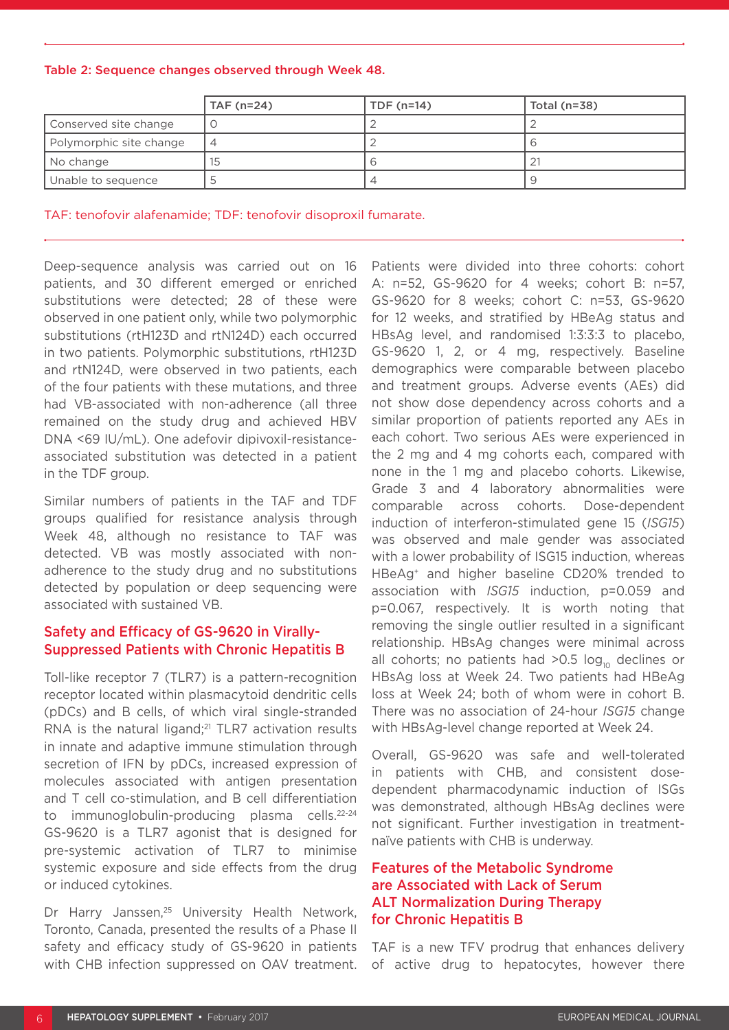**Table 2: Sequence changes observed through Week 48.**

| | TAF (n=24) | TDF (n=14) | Total (n=38) |
|---|---|---|---|
| Conserved site change | 0 | 2 | 2 |
| Polymorphic site change | 4 | 2 | 6 |
| No change | 15 | 6 | 21 |
| Unable to sequence | 5 | 4 | 9 |

TAF: tenofovir alafenamide; TDF: tenofovir disoproxil fumarate.

Deep-sequence analysis was carried out on 16 patients, and 30 different emerged or enriched substitutions were detected; 28 of these were observed in one patient only, while two polymorphic substitutions (rtH123D and rtN124D) each occurred in two patients. Polymorphic substitutions, rtH123D and rtN124D, were observed in two patients, each of the four patients with these mutations, and three had VB-associated with non-adherence (all three remained on the study drug and achieved HBV DNA <69 IU/mL). One adefovir dipivoxil-resistance-associated substitution was detected in a patient in the TDF group.

Similar numbers of patients in the TAF and TDF groups qualified for resistance analysis through Week 48, although no resistance to TAF was detected. VB was mostly associated with non-adherence to the study drug and no substitutions detected by population or deep sequencing were associated with sustained VB.

## Safety and Efficacy of GS-9620 in Virally-Suppressed Patients with Chronic Hepatitis B

Toll-like receptor 7 (TLR7) is a pattern-recognition receptor located within plasmacytoid dendritic cells (pDCs) and B cells, of which viral single-stranded RNA is the natural ligand;[21] TLR7 activation results in innate and adaptive immune stimulation through secretion of IFN by pDCs, increased expression of molecules associated with antigen presentation and T cell co-stimulation, and B cell differentiation to immunoglobulin-producing plasma cells.[22-24] GS-9620 is a TLR7 agonist that is designed for pre-systemic activation of TLR7 to minimise systemic exposure and side effects from the drug or induced cytokines.

Dr Harry Janssen,[25] University Health Network, Toronto, Canada, presented the results of a Phase II safety and efficacy study of GS-9620 in patients with CHB infection suppressed on OAV treatment. Patients were divided into three cohorts: cohort A: n=52, GS-9620 for 4 weeks; cohort B: n=57, GS-9620 for 8 weeks; cohort C: n=53, GS-9620 for 12 weeks, and stratified by HBeAg status and HBsAg level, and randomised 1:3:3:3 to placebo, GS-9620 1, 2, or 4 mg, respectively. Baseline demographics were comparable between placebo and treatment groups. Adverse events (AEs) did not show dose dependency across cohorts and a similar proportion of patients reported any AEs in each cohort. Two serious AEs were experienced in the 2 mg and 4 mg cohorts each, compared with none in the 1 mg and placebo cohorts. Likewise, Grade 3 and 4 laboratory abnormalities were comparable across cohorts. Dose-dependent induction of interferon-stimulated gene 15 (*ISG15*) was observed and male gender was associated with a lower probability of ISG15 induction, whereas HBeAg+ and higher baseline CD20% trended to association with *ISG15* induction, $p=0.059$ and $p=0.067$, respectively. It is worth noting that removing the single outlier resulted in a significant relationship. HBsAg changes were minimal across all cohorts; no patients had $>0.5$ $\log_{10}$ declines or HBsAg loss at Week 24. Two patients had HBeAg loss at Week 24; both of whom were in cohort B. There was no association of 24-hour *ISG15* change with HBsAg-level change reported at Week 24.

Overall, GS-9620 was safe and well-tolerated in patients with CHB, and consistent dose-dependent pharmacodynamic induction of ISGs was demonstrated, although HBsAg declines were not significant. Further investigation in treatment-naïve patients with CHB is underway.

## Features of the Metabolic Syndrome are Associated with Lack of Serum ALT Normalization During Therapy for Chronic Hepatitis B

TAF is a new TFV prodrug that enhances delivery of active drug to hepatocytes, however there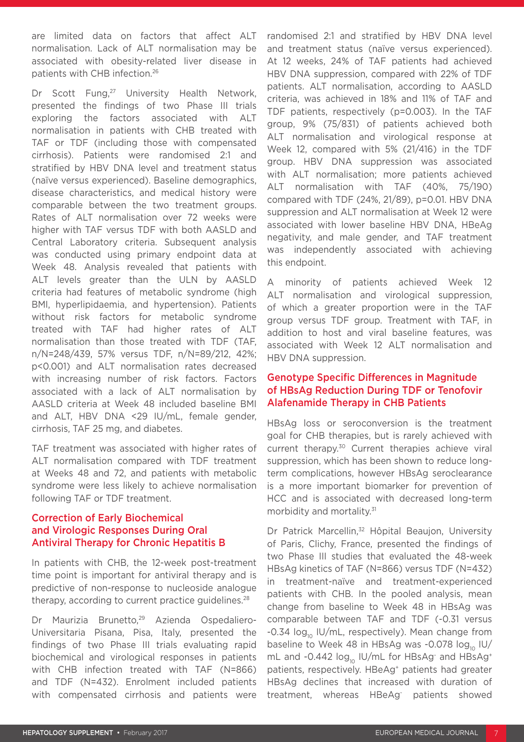are limited data on factors that affect ALT normalisation. Lack of ALT normalisation may be associated with obesity-related liver disease in patients with CHB infection.[26]

Dr Scott Fung,[27] University Health Network, presented the findings of two Phase III trials exploring the factors associated with ALT normalisation in patients with CHB treated with TAF or TDF (including those with compensated cirrhosis). Patients were randomised 2:1 and stratified by HBV DNA level and treatment status (naïve versus experienced). Baseline demographics, disease characteristics, and medical history were comparable between the two treatment groups. Rates of ALT normalisation over 72 weeks were higher with TAF versus TDF with both AASLD and Central Laboratory criteria. Subsequent analysis was conducted using primary endpoint data at Week 48. Analysis revealed that patients with ALT levels greater than the ULN by AASLD criteria had features of metabolic syndrome (high BMI, hyperlipidaemia, and hypertension). Patients without risk factors for metabolic syndrome treated with TAF had higher rates of ALT normalisation than those treated with TDF (TAF, n/N=248/439, 57% versus TDF, n/N=89/212, 42%; $p<0.001$) and ALT normalisation rates decreased with increasing number of risk factors. Factors associated with a lack of ALT normalisation by AASLD criteria at Week 48 included baseline BMI and ALT, HBV DNA <29 IU/mL, female gender, cirrhosis, TAF 25 mg, and diabetes.

TAF treatment was associated with higher rates of ALT normalisation compared with TDF treatment at Weeks 48 and 72, and patients with metabolic syndrome were less likely to achieve normalisation following TAF or TDF treatment.

## Correction of Early Biochemical and Virologic Responses During Oral Antiviral Therapy for Chronic Hepatitis B

In patients with CHB, the 12-week post-treatment time point is important for antiviral therapy and is predictive of non-response to nucleoside analogue therapy, according to current practice guidelines.[28]

Dr Maurizia Brunetto,[29] Azienda Ospedaliero-Universitaria Pisana, Pisa, Italy, presented the findings of two Phase III trials evaluating rapid biochemical and virological responses in patients with CHB infection treated with TAF (N=866) and TDF (N=432). Enrolment included patients with compensated cirrhosis and patients were randomised 2:1 and stratified by HBV DNA level and treatment status (naïve versus experienced). At 12 weeks, 24% of TAF patients had achieved HBV DNA suppression, compared with 22% of TDF patients. ALT normalisation, according to AASLD criteria, was achieved in 18% and 11% of TAF and TDF patients, respectively ($p=0.003$). In the TAF group, 9% (75/831) of patients achieved both ALT normalisation and virological response at Week 12, compared with 5% (21/416) in the TDF group. HBV DNA suppression was associated with ALT normalisation; more patients achieved ALT normalisation with TAF (40%, 75/190) compared with TDF (24%, 21/89), $p=0.01$. HBV DNA suppression and ALT normalisation at Week 12 were associated with lower baseline HBV DNA, HBeAg negativity, and male gender, and TAF treatment was independently associated with achieving this endpoint.

A minority of patients achieved Week 12 ALT normalisation and virological suppression, of which a greater proportion were in the TAF group versus TDF group. Treatment with TAF, in addition to host and viral baseline features, was associated with Week 12 ALT normalisation and HBV DNA suppression.

## Genotype Specific Differences in Magnitude of HBsAg Reduction During TDF or Tenofovir Alafenamide Therapy in CHB Patients

HBsAg loss or seroconversion is the treatment goal for CHB therapies, but is rarely achieved with current therapy.[30] Current therapies achieve viral suppression, which has been shown to reduce long-term complications, however HBsAg seroclearance is a more important biomarker for prevention of HCC and is associated with decreased long-term morbidity and mortality.[31]

Dr Patrick Marcellin,[32] Hôpital Beaujon, University of Paris, Clichy, France, presented the findings of two Phase III studies that evaluated the 48-week HBsAg kinetics of TAF (N=866) versus TDF (N=432) in treatment-naïve and treatment-experienced patients with CHB. In the pooled analysis, mean change from baseline to Week 48 in HBsAg was comparable between TAF and TDF (-0.31 versus -0.34 $\log_{10}$ IU/mL, respectively). Mean change from baseline to Week 48 in HBsAg was -0.078 $\log_{10}$ IU/mL and -0.442 $\log_{10}$ IU/mL for HBsAg$^-$ and HBsAg$^+$ patients, respectively. HBeAg$^+$ patients had greater HBsAg declines that increased with duration of treatment, whereas HBeAg$^-$ patients showed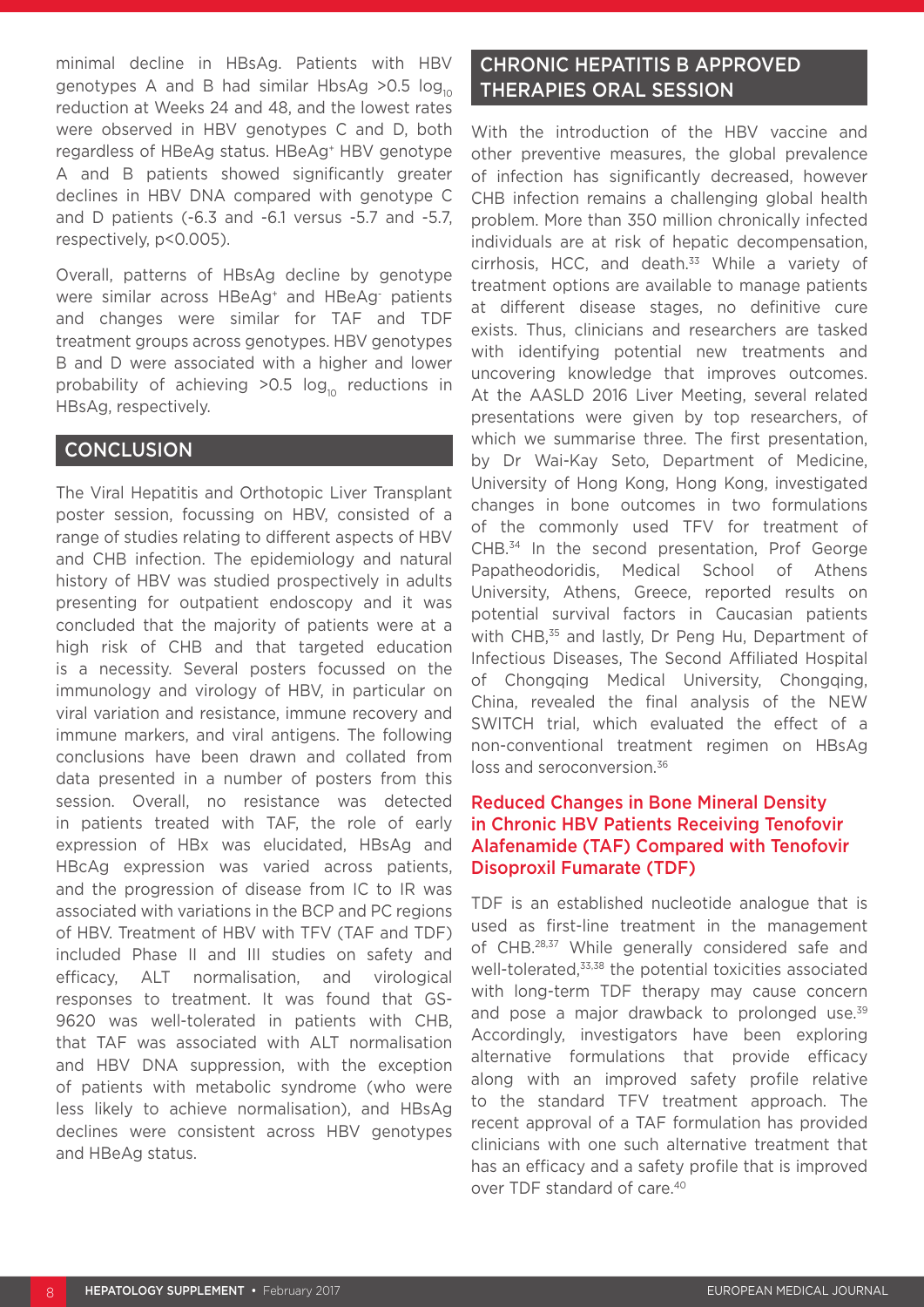minimal decline in HBsAg. Patients with HBV genotypes A and B had similar HbsAg >0.5 $\log_{10}$ reduction at Weeks 24 and 48, and the lowest rates were observed in HBV genotypes C and D, both regardless of HBeAg status. HBeAg$^+$ HBV genotype A and B patients showed significantly greater declines in HBV DNA compared with genotype C and D patients (-6.3 and -6.1 versus -5.7 and -5.7, respectively, $p<0.005$).

Overall, patterns of HBsAg decline by genotype were similar across HBeAg$^+$ and HBeAg$^-$ patients and changes were similar for TAF and TDF treatment groups across genotypes. HBV genotypes B and D were associated with a higher and lower probability of achieving >0.5 $\log_{10}$ reductions in HBsAg, respectively.

## CONCLUSION

The Viral Hepatitis and Orthotopic Liver Transplant poster session, focussing on HBV, consisted of a range of studies relating to different aspects of HBV and CHB infection. The epidemiology and natural history of HBV was studied prospectively in adults presenting for outpatient endoscopy and it was concluded that the majority of patients were at a high risk of CHB and that targeted education is a necessity. Several posters focussed on the immunology and virology of HBV, in particular on viral variation and resistance, immune recovery and immune markers, and viral antigens. The following conclusions have been drawn and collated from data presented in a number of posters from this session. Overall, no resistance was detected in patients treated with TAF, the role of early expression of HBx was elucidated, HBsAg and HBcAg expression was varied across patients, and the progression of disease from IC to IR was associated with variations in the BCP and PC regions of HBV. Treatment of HBV with TFV (TAF and TDF) included Phase II and III studies on safety and efficacy, ALT normalisation, and virological responses to treatment. It was found that GS-9620 was well-tolerated in patients with CHB, that TAF was associated with ALT normalisation and HBV DNA suppression, with the exception of patients with metabolic syndrome (who were less likely to achieve normalisation), and HBsAg declines were consistent across HBV genotypes and HBeAg status.

## CHRONIC HEPATITIS B APPROVED THERAPIES ORAL SESSION

With the introduction of the HBV vaccine and other preventive measures, the global prevalence of infection has significantly decreased, however CHB infection remains a challenging global health problem. More than 350 million chronically infected individuals are at risk of hepatic decompensation, cirrhosis, HCC, and death.[33] While a variety of treatment options are available to manage patients at different disease stages, no definitive cure exists. Thus, clinicians and researchers are tasked with identifying potential new treatments and uncovering knowledge that improves outcomes. At the AASLD 2016 Liver Meeting, several related presentations were given by top researchers, of which we summarise three. The first presentation, by Dr Wai-Kay Seto, Department of Medicine, University of Hong Kong, Hong Kong, investigated changes in bone outcomes in two formulations of the commonly used TFV for treatment of CHB.[34] In the second presentation, Prof George Papatheodoridis, Medical School of Athens University, Athens, Greece, reported results on potential survival factors in Caucasian patients with CHB,[35] and lastly, Dr Peng Hu, Department of Infectious Diseases, The Second Affiliated Hospital of Chongqing Medical University, Chongqing, China, revealed the final analysis of the NEW SWITCH trial, which evaluated the effect of a non-conventional treatment regimen on HBsAg loss and seroconversion.[36]

### Reduced Changes in Bone Mineral Density in Chronic HBV Patients Receiving Tenofovir Alafenamide (TAF) Compared with Tenofovir Disoproxil Fumarate (TDF)

TDF is an established nucleotide analogue that is used as first-line treatment in the management of CHB.[28,37] While generally considered safe and well-tolerated,[33,38] the potential toxicities associated with long-term TDF therapy may cause concern and pose a major drawback to prolonged use.[39] Accordingly, investigators have been exploring alternative formulations that provide efficacy along with an improved safety profile relative to the standard TFV treatment approach. The recent approval of a TAF formulation has provided clinicians with one such alternative treatment that has an efficacy and a safety profile that is improved over TDF standard of care.[40]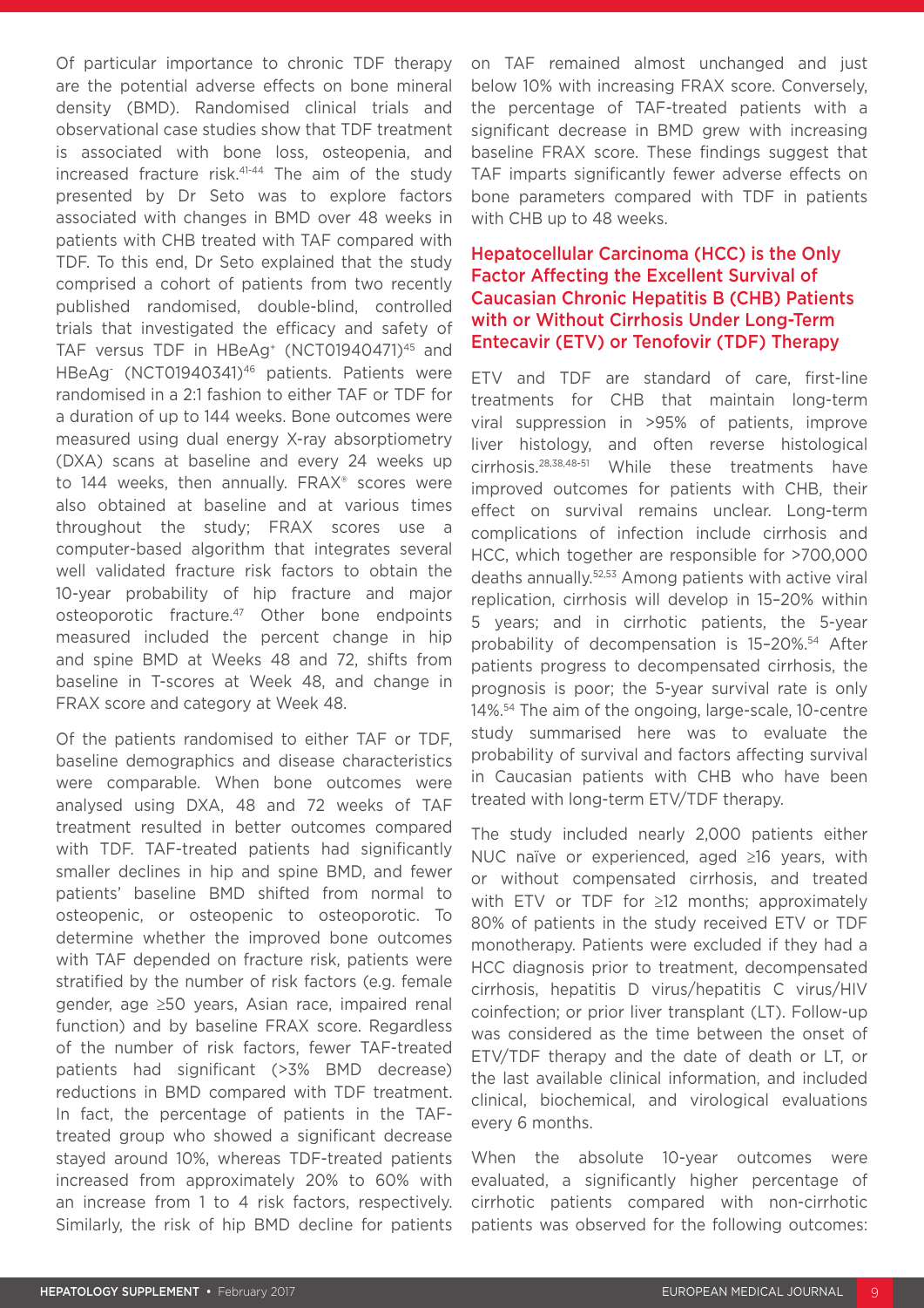Of particular importance to chronic TDF therapy are the potential adverse effects on bone mineral density (BMD). Randomised clinical trials and observational case studies show that TDF treatment is associated with bone loss, osteopenia, and increased fracture risk.[41-44] The aim of the study presented by Dr Seto was to explore factors associated with changes in BMD over 48 weeks in patients with CHB treated with TAF compared with TDF. To this end, Dr Seto explained that the study comprised a cohort of patients from two recently published randomised, double-blind, controlled trials that investigated the efficacy and safety of TAF versus TDF in HBeAg$^+$ (NCT01940471)[45] and HBeAg$^-$ (NCT01940341)[46] patients. Patients were randomised in a 2:1 fashion to either TAF or TDF for a duration of up to 144 weeks. Bone outcomes were measured using dual energy X-ray absorptiometry (DXA) scans at baseline and every 24 weeks up to 144 weeks, then annually. FRAX® scores were also obtained at baseline and at various times throughout the study; FRAX scores use a computer-based algorithm that integrates several well validated fracture risk factors to obtain the 10-year probability of hip fracture and major osteoporotic fracture.[47] Other bone endpoints measured included the percent change in hip and spine BMD at Weeks 48 and 72, shifts from baseline in T-scores at Week 48, and change in FRAX score and category at Week 48.

Of the patients randomised to either TAF or TDF, baseline demographics and disease characteristics were comparable. When bone outcomes were analysed using DXA, 48 and 72 weeks of TAF treatment resulted in better outcomes compared with TDF. TAF-treated patients had significantly smaller declines in hip and spine BMD, and fewer patients' baseline BMD shifted from normal to osteopenic, or osteopenic to osteoporotic. To determine whether the improved bone outcomes with TAF depended on fracture risk, patients were stratified by the number of risk factors (e.g. female gender, age ≥50 years, Asian race, impaired renal function) and by baseline FRAX score. Regardless of the number of risk factors, fewer TAF-treated patients had significant (>3% BMD decrease) reductions in BMD compared with TDF treatment. In fact, the percentage of patients in the TAF-treated group who showed a significant decrease stayed around 10%, whereas TDF-treated patients increased from approximately 20% to 60% with an increase from 1 to 4 risk factors, respectively. Similarly, the risk of hip BMD decline for patients on TAF remained almost unchanged and just below 10% with increasing FRAX score. Conversely, the percentage of TAF-treated patients with a significant decrease in BMD grew with increasing baseline FRAX score. These findings suggest that TAF imparts significantly fewer adverse effects on bone parameters compared with TDF in patients with CHB up to 48 weeks.

## Hepatocellular Carcinoma (HCC) is the Only Factor Affecting the Excellent Survival of Caucasian Chronic Hepatitis B (CHB) Patients with or Without Cirrhosis Under Long-Term Entecavir (ETV) or Tenofovir (TDF) Therapy

ETV and TDF are standard of care, first-line treatments for CHB that maintain long-term viral suppression in >95% of patients, improve liver histology, and often reverse histological cirrhosis.[28,38,48-51] While these treatments have improved outcomes for patients with CHB, their effect on survival remains unclear. Long-term complications of infection include cirrhosis and HCC, which together are responsible for >700,000 deaths annually.[52,53] Among patients with active viral replication, cirrhosis will develop in 15–20% within 5 years; and in cirrhotic patients, the 5-year probability of decompensation is 15–20%.[54] After patients progress to decompensated cirrhosis, the prognosis is poor; the 5-year survival rate is only 14%.[54] The aim of the ongoing, large-scale, 10-centre study summarised here was to evaluate the probability of survival and factors affecting survival in Caucasian patients with CHB who have been treated with long-term ETV/TDF therapy.

The study included nearly 2,000 patients either NUC naïve or experienced, aged ≥16 years, with or without compensated cirrhosis, and treated with ETV or TDF for ≥12 months; approximately 80% of patients in the study received ETV or TDF monotherapy. Patients were excluded if they had a HCC diagnosis prior to treatment, decompensated cirrhosis, hepatitis D virus/hepatitis C virus/HIV coinfection; or prior liver transplant (LT). Follow-up was considered as the time between the onset of ETV/TDF therapy and the date of death or LT, or the last available clinical information, and included clinical, biochemical, and virological evaluations every 6 months.

When the absolute 10-year outcomes were evaluated, a significantly higher percentage of cirrhotic patients compared with non-cirrhotic patients was observed for the following outcomes: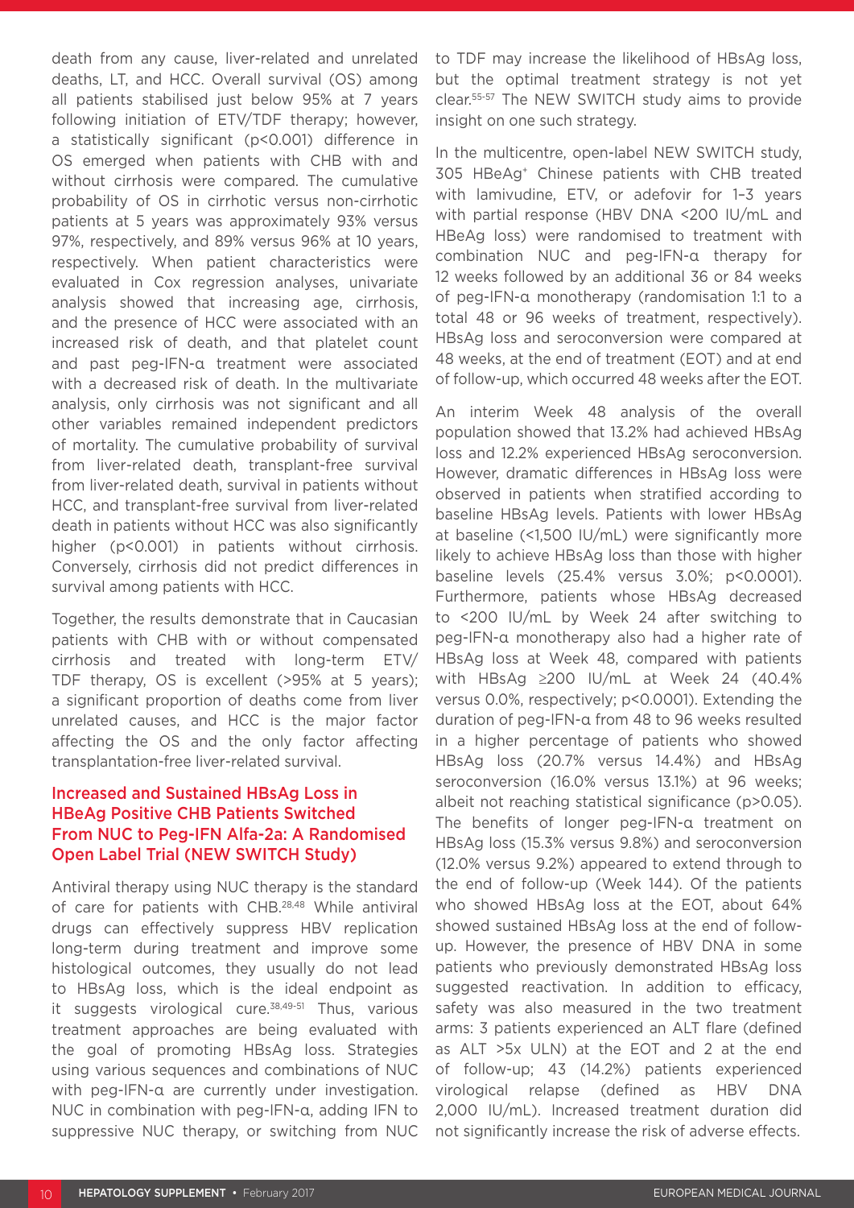death from any cause, liver-related and unrelated deaths, LT, and HCC. Overall survival (OS) among all patients stabilised just below 95% at 7 years following initiation of ETV/TDF therapy; however, a statistically significant ($p<0.001$) difference in OS emerged when patients with CHB with and without cirrhosis were compared. The cumulative probability of OS in cirrhotic versus non-cirrhotic patients at 5 years was approximately 93% versus 97%, respectively, and 89% versus 96% at 10 years, respectively. When patient characteristics were evaluated in Cox regression analyses, univariate analysis showed that increasing age, cirrhosis, and the presence of HCC were associated with an increased risk of death, and that platelet count and past peg-IFN-α treatment were associated with a decreased risk of death. In the multivariate analysis, only cirrhosis was not significant and all other variables remained independent predictors of mortality. The cumulative probability of survival from liver-related death, transplant-free survival from liver-related death, survival in patients without HCC, and transplant-free survival from liver-related death in patients without HCC was also significantly higher ($p<0.001$) in patients without cirrhosis. Conversely, cirrhosis did not predict differences in survival among patients with HCC.

Together, the results demonstrate that in Caucasian patients with CHB with or without compensated cirrhosis and treated with long-term ETV/TDF therapy, OS is excellent (>95% at 5 years); a significant proportion of deaths come from liver unrelated causes, and HCC is the major factor affecting the OS and the only factor affecting transplantation-free liver-related survival.

## Increased and Sustained HBsAg Loss in HBeAg Positive CHB Patients Switched From NUC to Peg-IFN Alfa-2a: A Randomised Open Label Trial (NEW SWITCH Study)

Antiviral therapy using NUC therapy is the standard of care for patients with CHB.[28,48] While antiviral drugs can effectively suppress HBV replication long-term during treatment and improve some histological outcomes, they usually do not lead to HBsAg loss, which is the ideal endpoint as it suggests virological cure.[38,49-51] Thus, various treatment approaches are being evaluated with the goal of promoting HBsAg loss. Strategies using various sequences and combinations of NUC with peg-IFN-α are currently under investigation. NUC in combination with peg-IFN-α, adding IFN to suppressive NUC therapy, or switching from NUC to TDF may increase the likelihood of HBsAg loss, but the optimal treatment strategy is not yet clear.[55-57] The NEW SWITCH study aims to provide insight on one such strategy.

In the multicentre, open-label NEW SWITCH study, 305 HBeAg+ Chinese patients with CHB treated with lamivudine, ETV, or adefovir for 1–3 years with partial response (HBV DNA <200 IU/mL and HBeAg loss) were randomised to treatment with combination NUC and peg-IFN-α therapy for 12 weeks followed by an additional 36 or 84 weeks of peg-IFN-α monotherapy (randomisation 1:1 to a total 48 or 96 weeks of treatment, respectively). HBsAg loss and seroconversion were compared at 48 weeks, at the end of treatment (EOT) and at end of follow-up, which occurred 48 weeks after the EOT.

An interim Week 48 analysis of the overall population showed that 13.2% had achieved HBsAg loss and 12.2% experienced HBsAg seroconversion. However, dramatic differences in HBsAg loss were observed in patients when stratified according to baseline HBsAg levels. Patients with lower HBsAg at baseline (<1,500 IU/mL) were significantly more likely to achieve HBsAg loss than those with higher baseline levels (25.4% versus 3.0%; $p<0.0001$). Furthermore, patients whose HBsAg decreased to <200 IU/mL by Week 24 after switching to peg-IFN-α monotherapy also had a higher rate of HBsAg loss at Week 48, compared with patients with HBsAg ≥200 IU/mL at Week 24 (40.4% versus 0.0%, respectively; $p<0.0001$). Extending the duration of peg-IFN-α from 48 to 96 weeks resulted in a higher percentage of patients who showed HBsAg loss (20.7% versus 14.4%) and HBsAg seroconversion (16.0% versus 13.1%) at 96 weeks; albeit not reaching statistical significance ($p>0.05$). The benefits of longer peg-IFN-α treatment on HBsAg loss (15.3% versus 9.8%) and seroconversion (12.0% versus 9.2%) appeared to extend through to the end of follow-up (Week 144). Of the patients who showed HBsAg loss at the EOT, about 64% showed sustained HBsAg loss at the end of follow-up. However, the presence of HBV DNA in some patients who previously demonstrated HBsAg loss suggested reactivation. In addition to efficacy, safety was also measured in the two treatment arms: 3 patients experienced an ALT flare (defined as ALT >5x ULN) at the EOT and 2 at the end of follow-up; 43 (14.2%) patients experienced virological relapse (defined as HBV DNA 2,000 IU/mL). Increased treatment duration did not significantly increase the risk of adverse effects.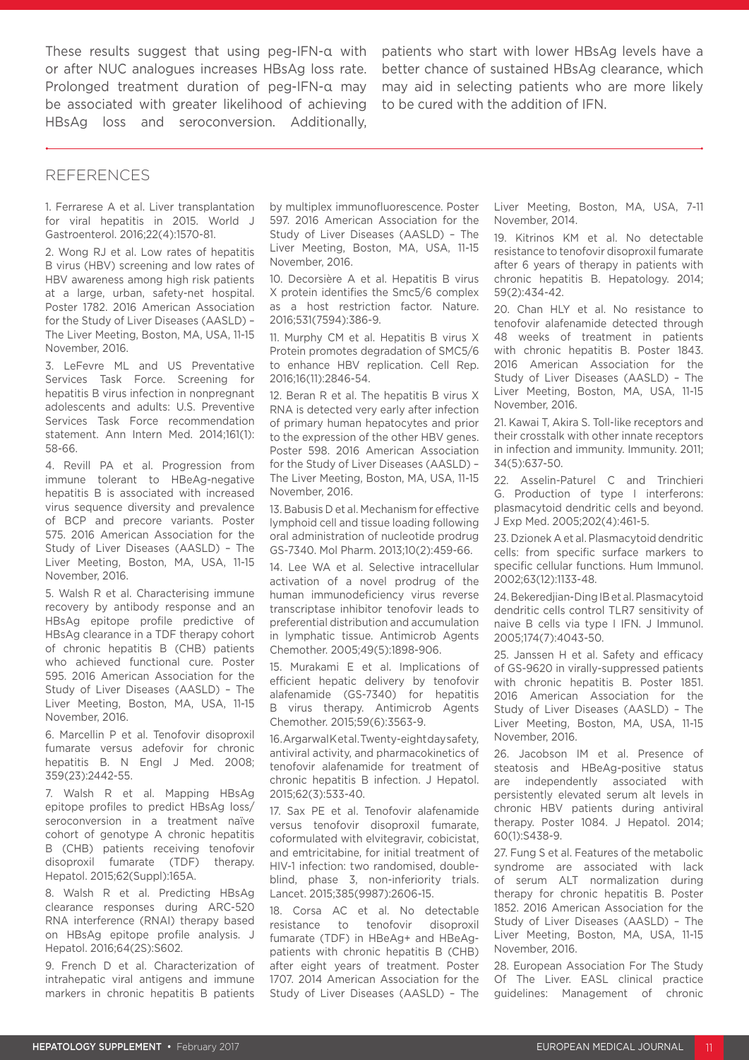These results suggest that using peg-IFN-α with or after NUC analogues increases HBsAg loss rate. Prolonged treatment duration of peg-IFN-α may be associated with greater likelihood of achieving HBsAg loss and seroconversion. Additionally, patients who start with lower HBsAg levels have a better chance of sustained HBsAg clearance, which may aid in selecting patients who are more likely to be cured with the addition of IFN.

## REFERENCES

1. Ferrarese A et al. Liver transplantation for viral hepatitis in 2015. World J Gastroenterol. 2016;22(4):1570-81.

2. Wong RJ et al. Low rates of hepatitis B virus (HBV) screening and low rates of HBV awareness among high risk patients at a large, urban, safety-net hospital. Poster 1782. 2016 American Association for the Study of Liver Diseases (AASLD) – The Liver Meeting, Boston, MA, USA, 11-15 November, 2016.

3. LeFevre ML and US Preventative Services Task Force. Screening for hepatitis B virus infection in nonpregnant adolescents and adults: U.S. Preventive Services Task Force recommendation statement. Ann Intern Med. 2014;161(1): 58-66.

4. Revill PA et al. Progression from immune tolerant to HBeAg-negative hepatitis B is associated with increased virus sequence diversity and prevalence of BCP and precore variants. Poster 575. 2016 American Association for the Study of Liver Diseases (AASLD) – The Liver Meeting, Boston, MA, USA, 11-15 November, 2016.

5. Walsh R et al. Characterising immune recovery by antibody response and an HBsAg epitope profile predictive of HBsAg clearance in a TDF therapy cohort of chronic hepatitis B (CHB) patients who achieved functional cure. Poster 595. 2016 American Association for the Study of Liver Diseases (AASLD) – The Liver Meeting, Boston, MA, USA, 11-15 November, 2016.

6. Marcellin P et al. Tenofovir disoproxil fumarate versus adefovir for chronic hepatitis B. N Engl J Med. 2008; 359(23):2442-55.

7. Walsh R et al. Mapping HBsAg epitope profiles to predict HBsAg loss/ seroconversion in a treatment naïve cohort of genotype A chronic hepatitis B (CHB) patients receiving tenofovir disoproxil fumarate (TDF) therapy. Hepatol. 2015;62(Suppl):165A.

8. Walsh R et al. Predicting HBsAg clearance responses during ARC-520 RNA interference (RNAI) therapy based on HBsAg epitope profile analysis. J Hepatol. 2016;64(2S):S602.

9. French D et al. Characterization of intrahepatic viral antigens and immune markers in chronic hepatitis B patients by multiplex immunofluorescence. Poster 597. 2016 American Association for the Study of Liver Diseases (AASLD) – The Liver Meeting, Boston, MA, USA, 11-15 November, 2016.

10. Decorsière A et al. Hepatitis B virus X protein identifies the Smc5/6 complex as a host restriction factor. Nature. 2016;531(7594):386-9.

11. Murphy CM et al. Hepatitis B virus X Protein promotes degradation of SMC5/6 to enhance HBV replication. Cell Rep. 2016;16(11):2846-54.

12. Beran R et al. The hepatitis B virus X RNA is detected very early after infection of primary human hepatocytes and prior to the expression of the other HBV genes. Poster 598. 2016 American Association for the Study of Liver Diseases (AASLD) – The Liver Meeting, Boston, MA, USA, 11-15 November, 2016.

13. Babusis D et al. Mechanism for effective lymphoid cell and tissue loading following oral administration of nucleotide prodrug GS-7340. Mol Pharm. 2013;10(2):459-66.

14. Lee WA et al. Selective intracellular activation of a novel prodrug of the human immunodeficiency virus reverse transcriptase inhibitor tenofovir leads to preferential distribution and accumulation in lymphatic tissue. Antimicrob Agents Chemother. 2005;49(5):1898-906.

15. Murakami E et al. Implications of efficient hepatic delivery by tenofovir alafenamide (GS-7340) for hepatitis B virus therapy. Antimicrob Agents Chemother. 2015;59(6):3563-9.

16. Argarwal K et al. Twenty-eight day safety, antiviral activity, and pharmacokinetics of tenofovir alafenamide for treatment of chronic hepatitis B infection. J Hepatol. 2015;62(3):533-40.

17. Sax PE et al. Tenofovir alafenamide versus tenofovir disoproxil fumarate, coformulated with elvitegravir, cobicistat, and emtricitabine, for initial treatment of HIV-1 infection: two randomised, double-blind, phase 3, non-inferiority trials. Lancet. 2015;385(9987):2606-15.

18. Corsa AC et al. No detectable resistance to tenofovir disoproxil fumarate (TDF) in HBeAg+ and HBeAg- patients with chronic hepatitis B (CHB) after eight years of treatment. Poster 1707. 2014 American Association for the Study of Liver Diseases (AASLD) – The Liver Meeting, Boston, MA, USA, 7-11 November, 2014.

19. Kitrinos KM et al. No detectable resistance to tenofovir disoproxil fumarate after 6 years of therapy in patients with chronic hepatitis B. Hepatology. 2014; 59(2):434-42.

20. Chan HLY et al. No resistance to tenofovir alafenamide detected through 48 weeks of treatment in patients with chronic hepatitis B. Poster 1843. 2016 American Association for the Study of Liver Diseases (AASLD) – The Liver Meeting, Boston, MA, USA, 11-15 November, 2016.

21. Kawai T, Akira S. Toll-like receptors and their crosstalk with other innate receptors in infection and immunity. Immunity. 2011; 34(5):637-50.

22. Asselin-Paturel C and Trinchieri G. Production of type I interferons: plasmacytoid dendritic cells and beyond. J Exp Med. 2005;202(4):461-5.

23. Dzionek A et al. Plasmacytoid dendritic cells: from specific surface markers to specific cellular functions. Hum Immunol. 2002;63(12):1133-48.

24. Bekeredjian-Ding IB et al. Plasmacytoid dendritic cells control TLR7 sensitivity of naive B cells via type I IFN. J Immunol. 2005;174(7):4043-50.

25. Janssen H et al. Safety and efficacy of GS-9620 in virally-suppressed patients with chronic hepatitis B. Poster 1851. 2016 American Association for the Study of Liver Diseases (AASLD) – The Liver Meeting, Boston, MA, USA, 11-15 November, 2016.

26. Jacobson IM et al. Presence of steatosis and HBeAg-positive status are independently associated with persistently elevated serum alt levels in chronic HBV patients during antiviral therapy. Poster 1084. J Hepatol. 2014; 60(1):S438-9.

27. Fung S et al. Features of the metabolic syndrome are associated with lack of serum ALT normalization during therapy for chronic hepatitis B. Poster 1852. 2016 American Association for the Study of Liver Diseases (AASLD) – The Liver Meeting, Boston, MA, USA, 11-15 November, 2016.

28. European Association For The Study Of The Liver. EASL clinical practice guidelines: Management of chronic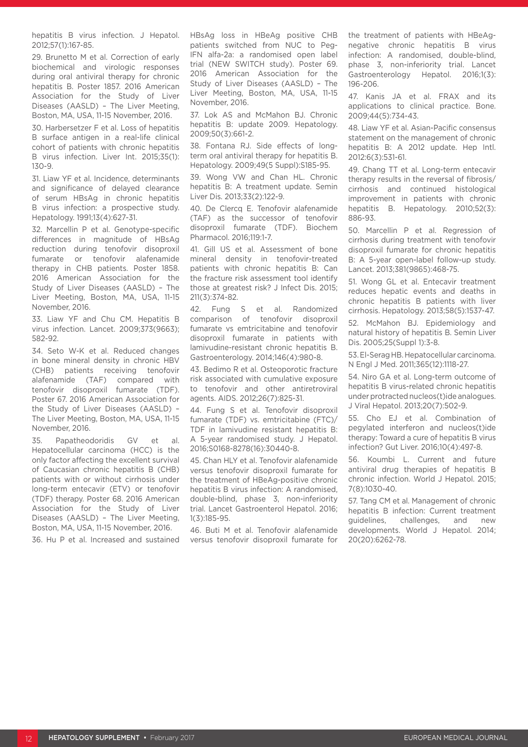hepatitis B virus infection. J Hepatol. 2012;57(1):167-85.

29. Brunetto M et al. Correction of early biochemical and virologic responses during oral antiviral therapy for chronic hepatitis B. Poster 1857. 2016 American Association for the Study of Liver Diseases (AASLD) – The Liver Meeting, Boston, MA, USA, 11-15 November, 2016.

30. Harbersetzer F et al. Loss of hepatitis B surface antigen in a real-life clinical cohort of patients with chronic hepatitis B virus infection. Liver Int. 2015;35(1): 130-9.

31. Liaw YF et al. Incidence, determinants and significance of delayed clearance of serum HBsAg in chronic hepatitis B virus infection: a prospective study. Hepatology. 1991;13(4):627-31.

32. Marcellin P et al. Genotype-specific differences in magnitude of HBsAg reduction during tenofovir disoproxil fumarate or tenofovir alafenamide therapy in CHB patients. Poster 1858. 2016 American Association for the Study of Liver Diseases (AASLD) – The Liver Meeting, Boston, MA, USA, 11-15 November, 2016.

33. Liaw YF and Chu CM. Hepatitis B virus infection. Lancet. 2009;373(9663); 582-92.

34. Seto W-K et al. Reduced changes in bone mineral density in chronic HBV (CHB) patients receiving tenofovir alafenamide (TAF) compared with tenofovir disoproxil fumarate (TDF). Poster 67. 2016 American Association for the Study of Liver Diseases (AASLD) – The Liver Meeting, Boston, MA, USA, 11-15 November, 2016.

35. Papatheodoridis GV et al. Hepatocellular carcinoma (HCC) is the only factor affecting the excellent survival of Caucasian chronic hepatitis B (CHB) patients with or without cirrhosis under long-term entecavir (ETV) or tenofovir (TDF) therapy. Poster 68. 2016 American Association for the Study of Liver Diseases (AASLD) – The Liver Meeting, Boston, MA, USA, 11-15 November, 2016.

36. Hu P et al. Increased and sustained HBsAg loss in HBeAg positive CHB patients switched from NUC to Peg-IFN alfa-2a: a randomised open label trial (NEW SWITCH study). Poster 69. 2016 American Association for the Study of Liver Diseases (AASLD) – The Liver Meeting, Boston, MA, USA, 11-15 November, 2016.

37. Lok AS and McMahon BJ. Chronic hepatitis B: update 2009. Hepatology. 2009;50(3):661-2.

38. Fontana RJ. Side effects of long-term oral antiviral therapy for hepatitis B. Hepatology. 2009;49(5 Suppl):S185-95.

39. Wong VW and Chan HL. Chronic hepatitis B: A treatment update. Semin Liver Dis. 2013;33(2):122-9.

40. De Clercq E. Tenofovir alafenamide (TAF) as the successor of tenofovir disoproxil fumarate (TDF). Biochem Pharmacol. 2016;119:1-7.

41. Gill US et al. Assessment of bone mineral density in tenofovir-treated patients with chronic hepatitis B: Can the fracture risk assessment tool identify those at greatest risk? J Infect Dis. 2015; 211(3):374-82.

42. Fung S et al. Randomized comparison of tenofovir disoproxil fumarate vs emtricitabine and tenofovir disoproxil fumarate in patients with lamivudine-resistant chronic hepatitis B. Gastroenterology. 2014;146(4):980-8.

43. Bedimo R et al. Osteoporotic fracture risk associated with cumulative exposure to tenofovir and other antiretroviral agents. AIDS. 2012;26(7):825-31.

44. Fung S et al. Tenofovir disoproxil fumarate (TDF) vs. emtricitabine (FTC)/ TDF in lamivudine resistant hepatitis B: A 5-year randomised study. J Hepatol. 2016;S0168-8278(16):30440-8.

45. Chan HLY et al. Tenofovir alafenamide versus tenofovir disoproxil fumarate for the treatment of HBeAg-positive chronic hepatitis B virus infection: A randomised, double-blind, phase 3, non-inferiority trial. Lancet Gastroenterol Hepatol. 2016; 1(3):185-95.

46. Buti M et al. Tenofovir alafenamide versus tenofovir disoproxil fumarate for the treatment of patients with HBeAg-negative chronic hepatitis B virus infection: A randomised, double-blind, phase 3, non-inferiority trial. Lancet Gastroenterology Hepatol. 2016;1(3): 196-206.

47. Kanis JA et al. FRAX and its applications to clinical practice. Bone. 2009;44(5):734-43.

48. Liaw YF et al. Asian-Pacific consensus statement on the management of chronic hepatitis B: A 2012 update. Hep Intl. 2012:6(3):531-61.

49. Chang TT et al. Long-term entecavir therapy results in the reversal of fibrosis/ cirrhosis and continued histological improvement in patients with chronic hepatitis B. Hepatology. 2010;52(3): 886-93.

50. Marcellin P et al. Regression of cirrhosis during treatment with tenofovir disoproxil fumarate for chronic hepatitis B: A 5-year open-label follow-up study. Lancet. 2013;381(9865):468-75.

51. Wong GL et al. Entecavir treatment reduces hepatic events and deaths in chronic hepatitis B patients with liver cirrhosis. Hepatology. 2013;58(5):1537-47.

52. McMahon BJ. Epidemiology and natural history of hepatitis B. Semin Liver Dis. 2005;25(Suppl 1):3-8.

53. El-Serag HB. Hepatocellular carcinoma. N Engl J Med. 2011;365(12):1118-27.

54. Niro GA et al. Long-term outcome of hepatitis B virus-related chronic hepatitis under protracted nucleos(t)ide analogues. J Viral Hepatol. 2013;20(7):502-9.

55. Cho EJ et al. Combination of pegylated interferon and nucleos(t)ide therapy: Toward a cure of hepatitis B virus infection? Gut Liver. 2016;10(4):497-8.

56. Koumbi L. Current and future antiviral drug therapies of hepatitis B chronic infection. World J Hepatol. 2015; 7(8):1030-40.

57. Tang CM et al. Management of chronic hepatitis B infection: Current treatment guidelines, challenges, and new developments. World J Hepatol. 2014; 20(20):6262-78.